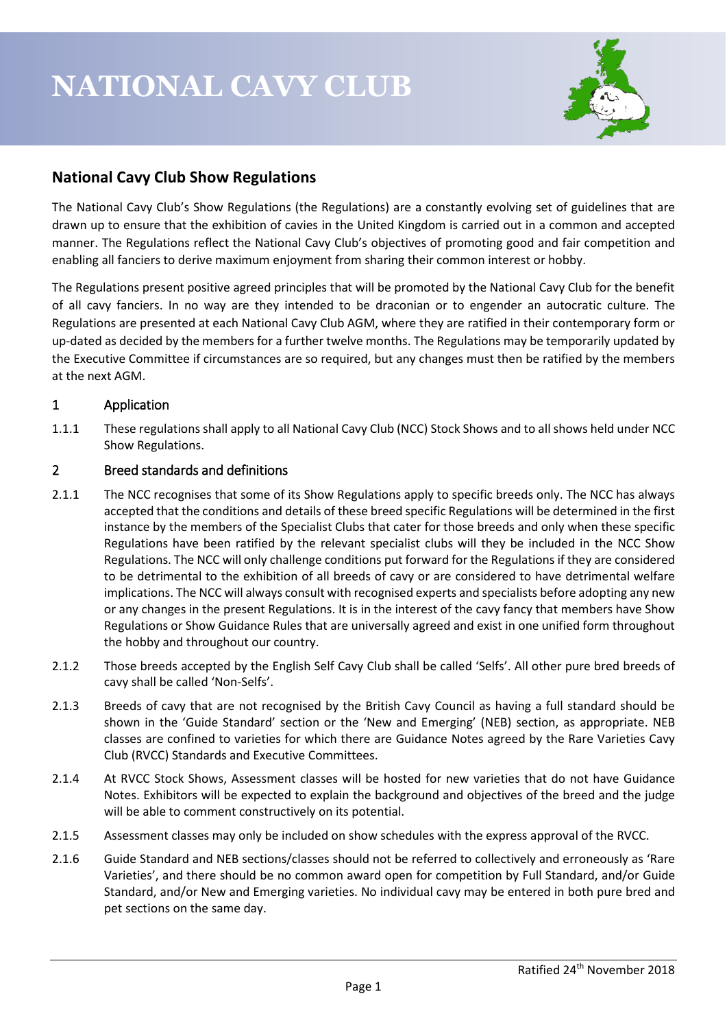# NATIONAL CAVY CLUB

## National Cavy Club Show Regulations

The National Cavy Club's Show Regulations (the Regulations) are a constantly evolving set of guidelines that are drawn up to ensure that the exhibition of cavies in the United Kingdom is carried out in a common and accepted manner. The Regulations reflect the National Cavy Club's objectives of promoting good and fair competition and enabling all fanciers to derive maximum enjoyment from sharing their common interest or hobby.

The Regulations present positive agreed principles that will be promoted by the National Cavy Club for the benefit of all cavy fanciers. In no way are they intended to be draconian or to engender an autocratic culture. The Regulations are presented at each National Cavy Club AGM, where they are ratified in their contemporary form or up-dated as decided by the members for a further twelve months. The Regulations may be temporarily updated by the Executive Committee if circumstances are so required, but any changes must then be ratified by the members at the next AGM.

### 1 Application

1.1.1 These regulations shall apply to all National Cavy Club (NCC) Stock Shows and to all shows held under NCC Show Regulations.

### 2 Breed standards and definitions

2.1.1 The NCC recognises that some of its Show Regulations apply to specific breeds only. The NCC has always accepted that the conditions and details of these breed specific Regulations will be determined in the first instance by the members of the Specialist Clubs that cater for those breeds and only when these specific Regulations have been ratified by the relevant specialist clubs will they be included in the NCC Show Regulations. The NCC will only challenge conditions put forward for the Regulations if they are considered to be detrimental to the exhibition of all breeds of cavy or are considered to have detrimental welfare implications. The NCC will always consult with recognised experts and specialists before adopting any new or any changes in the present Regulations. It is in the interest of the cavy fancy that members have Show Regulations or Show Guidance Rules that are universally agreed and exist in one unified form throughout the hobby and throughout our country.

2.1.2 Those breeds accepted by the English Self Cavy Club shall be called 'Selfs'. All other pure bred breeds of cavy shall be called 'Non-Selfs'.

2.1.3 Breeds of cavy that are not recognised by the British Cavy Council as having a full standard should be shown in the 'Guide Standard' section or the 'New and Emerging' (NEB) section, as appropriate. NEB classes are confined to varieties for which there are Guidance Notes agreed by the Rare Varieties Cavy Club (RVCC) Standards and Executive Committees.

2.1.4 At RVCC Stock Shows, Assessment classes will be hosted for new varieties that do not have Guidance Notes. Exhibitors will be expected to explain the background and objectives of the breed and the judge will be able to comment constructively on its potential.

2.1.5 Assessment classes may only be included on show schedules with the express approval of the RVCC.

2.1.6 Guide Standard and NEB sections/classes should not be referred to collectively and erroneously as 'Rare Varieties', and there should be no common award open for competition by Full Standard, and/or Guide Standard, and/or New and Emerging varieties. No individual cavy may be entered in both pure bred and pet sections on the same day.

Ratified 24th November 2018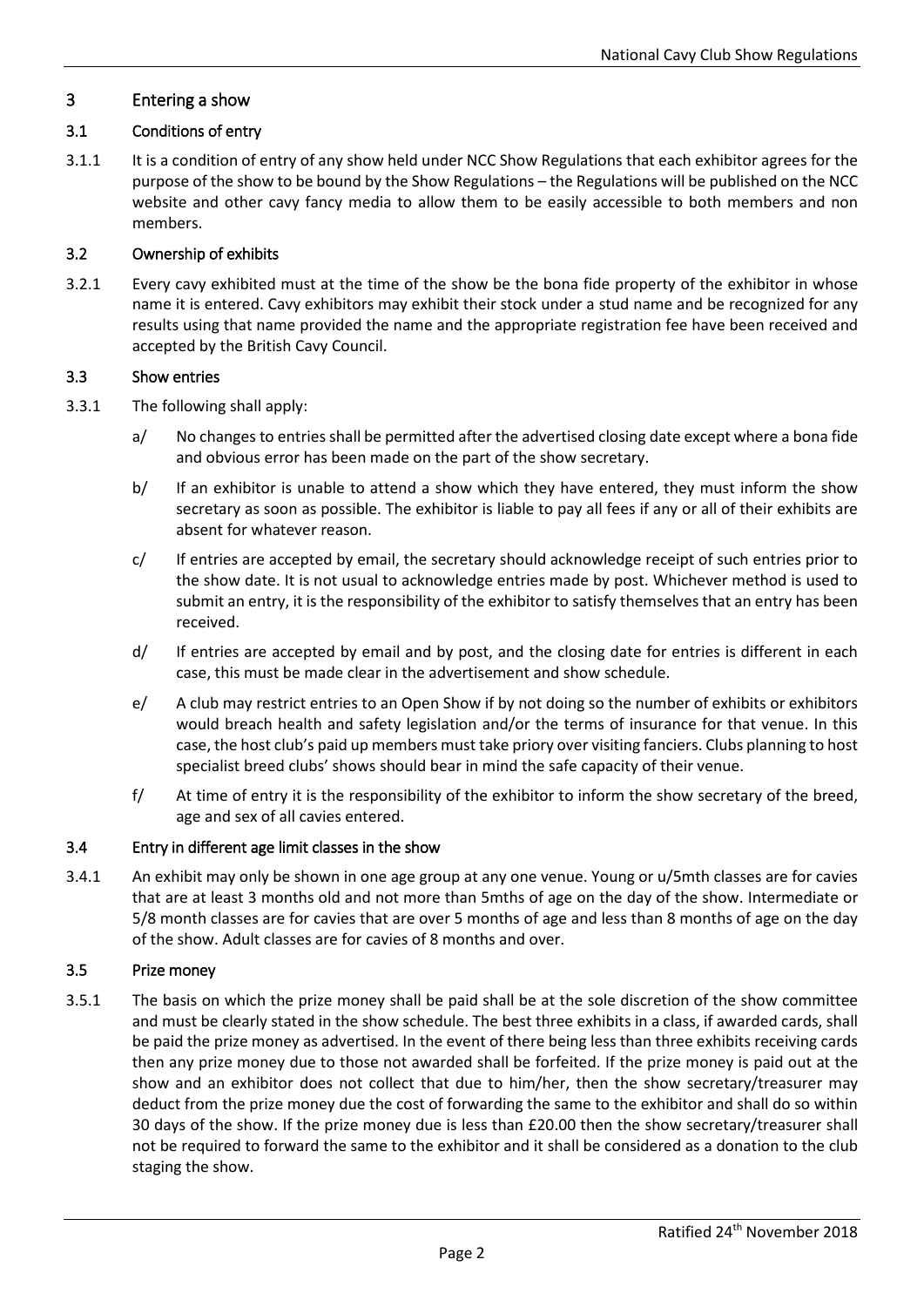## 3 Entering a show

### 3.1 Conditions of entry

3.1.1 It is a condition of entry of any show held under NCC Show Regulations that each exhibitor agrees for the purpose of the show to be bound by the Show Regulations – the Regulations will be published on the NCC website and other cavy fancy media to allow them to be easily accessible to both members and non members.

### 3.2 Ownership of exhibits

3.2.1 Every cavy exhibited must at the time of the show be the bona fide property of the exhibitor in whose name it is entered. Cavy exhibitors may exhibit their stock under a stud name and be recognized for any results using that name provided the name and the appropriate registration fee have been received and accepted by the British Cavy Council.

### 3.3 Show entries

3.3.1 The following shall apply:

a/ No changes to entries shall be permitted after the advertised closing date except where a bona fide and obvious error has been made on the part of the show secretary.

b/ If an exhibitor is unable to attend a show which they have entered, they must inform the show secretary as soon as possible. The exhibitor is liable to pay all fees if any or all of their exhibits are absent for whatever reason.

c/ If entries are accepted by email, the secretary should acknowledge receipt of such entries prior to the show date. It is not usual to acknowledge entries made by post. Whichever method is used to submit an entry, it is the responsibility of the exhibitor to satisfy themselves that an entry has been received.

d/ If entries are accepted by email and by post, and the closing date for entries is different in each case, this must be made clear in the advertisement and show schedule.

e/ A club may restrict entries to an Open Show if by not doing so the number of exhibits or exhibitors would breach health and safety legislation and/or the terms of insurance for that venue. In this case, the host club's paid up members must take priory over visiting fanciers. Clubs planning to host specialist breed clubs' shows should bear in mind the safe capacity of their venue.

f/ At time of entry it is the responsibility of the exhibitor to inform the show secretary of the breed, age and sex of all cavies entered.

### 3.4 Entry in different age limit classes in the show

3.4.1 An exhibit may only be shown in one age group at any one venue. Young or u/5mth classes are for cavies that are at least 3 months old and not more than 5mths of age on the day of the show. Intermediate or 5/8 month classes are for cavies that are over 5 months of age and less than 8 months of age on the day of the show. Adult classes are for cavies of 8 months and over.

### 3.5 Prize money

3.5.1 The basis on which the prize money shall be paid shall be at the sole discretion of the show committee and must be clearly stated in the show schedule. The best three exhibits in a class, if awarded cards, shall be paid the prize money as advertised. In the event of there being less than three exhibits receiving cards then any prize money due to those not awarded shall be forfeited. If the prize money is paid out at the show and an exhibitor does not collect that due to him/her, then the show secretary/treasurer may deduct from the prize money due the cost of forwarding the same to the exhibitor and shall do so within 30 days of the show. If the prize money due is less than £20.00 then the show secretary/treasurer shall not be required to forward the same to the exhibitor and it shall be considered as a donation to the club staging the show.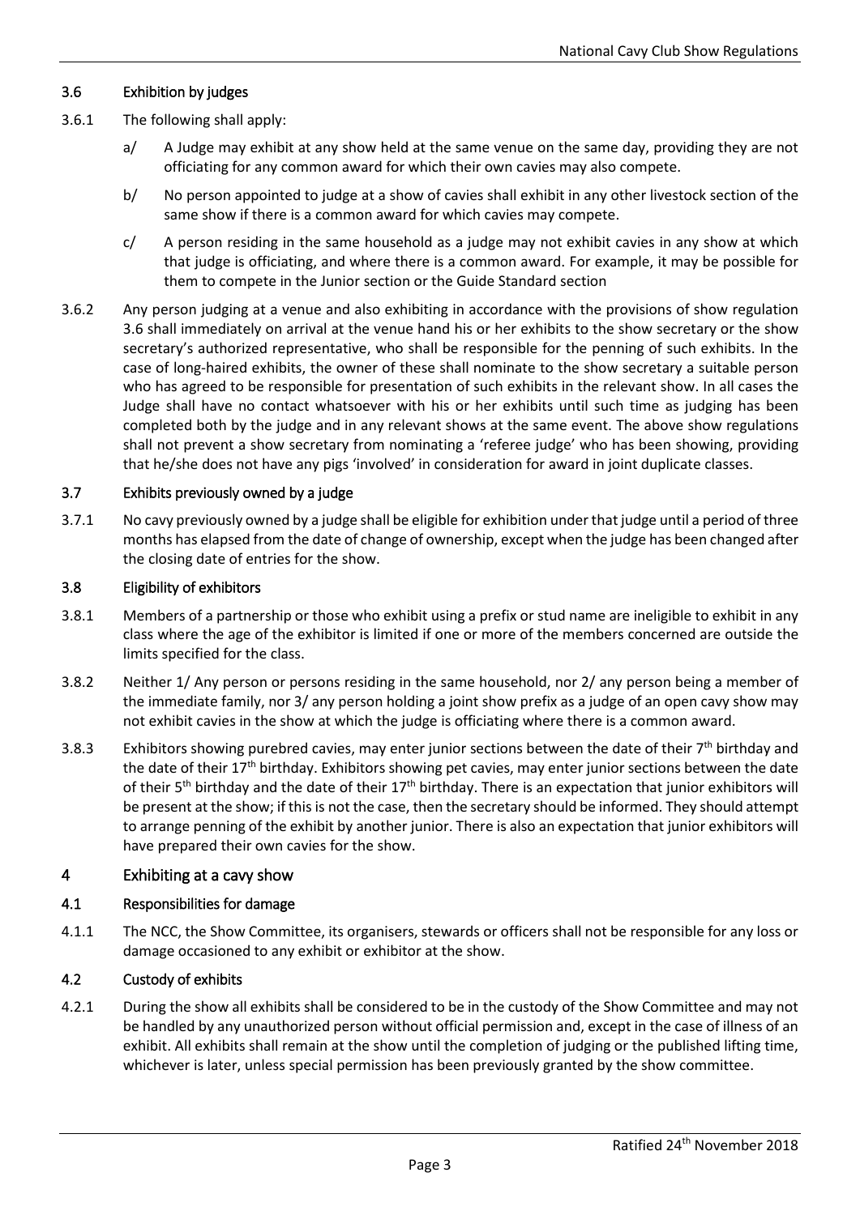### 3.6 Exhibition by judges

3.6.1 The following shall apply:

a/ A Judge may exhibit at any show held at the same venue on the same day, providing they are not officiating for any common award for which their own cavies may also compete.

b/ No person appointed to judge at a show of cavies shall exhibit in any other livestock section of the same show if there is a common award for which cavies may compete.

c/ A person residing in the same household as a judge may not exhibit cavies in any show at which that judge is officiating, and where there is a common award. For example, it may be possible for them to compete in the Junior section or the Guide Standard section

3.6.2 Any person judging at a venue and also exhibiting in accordance with the provisions of show regulation 3.6 shall immediately on arrival at the venue hand his or her exhibits to the show secretary or the show secretary's authorized representative, who shall be responsible for the penning of such exhibits. In the case of long-haired exhibits, the owner of these shall nominate to the show secretary a suitable person who has agreed to be responsible for presentation of such exhibits in the relevant show. In all cases the Judge shall have no contact whatsoever with his or her exhibits until such time as judging has been completed both by the judge and in any relevant shows at the same event. The above show regulations shall not prevent a show secretary from nominating a 'referee judge' who has been showing, providing that he/she does not have any pigs 'involved' in consideration for award in joint duplicate classes.

### 3.7 Exhibits previously owned by a judge

3.7.1 No cavy previously owned by a judge shall be eligible for exhibition under that judge until a period of three months has elapsed from the date of change of ownership, except when the judge has been changed after the closing date of entries for the show.

### 3.8 Eligibility of exhibitors

3.8.1 Members of a partnership or those who exhibit using a prefix or stud name are ineligible to exhibit in any class where the age of the exhibitor is limited if one or more of the members concerned are outside the limits specified for the class.

3.8.2 Neither 1/ Any person or persons residing in the same household, nor 2/ any person being a member of the immediate family, nor 3/ any person holding a joint show prefix as a judge of an open cavy show may not exhibit cavies in the show at which the judge is officiating where there is a common award.

3.8.3 Exhibitors showing purebred cavies, may enter junior sections between the date of their 7th birthday and the date of their 17th birthday. Exhibitors showing pet cavies, may enter junior sections between the date of their 5th birthday and the date of their 17th birthday. There is an expectation that junior exhibitors will be present at the show; if this is not the case, then the secretary should be informed. They should attempt to arrange penning of the exhibit by another junior. There is also an expectation that junior exhibitors will have prepared their own cavies for the show.

## 4 Exhibiting at a cavy show

### 4.1 Responsibilities for damage

4.1.1 The NCC, the Show Committee, its organisers, stewards or officers shall not be responsible for any loss or damage occasioned to any exhibit or exhibitor at the show.

### 4.2 Custody of exhibits

4.2.1 During the show all exhibits shall be considered to be in the custody of the Show Committee and may not be handled by any unauthorized person without official permission and, except in the case of illness of an exhibit. All exhibits shall remain at the show until the completion of judging or the published lifting time, whichever is later, unless special permission has been previously granted by the show committee.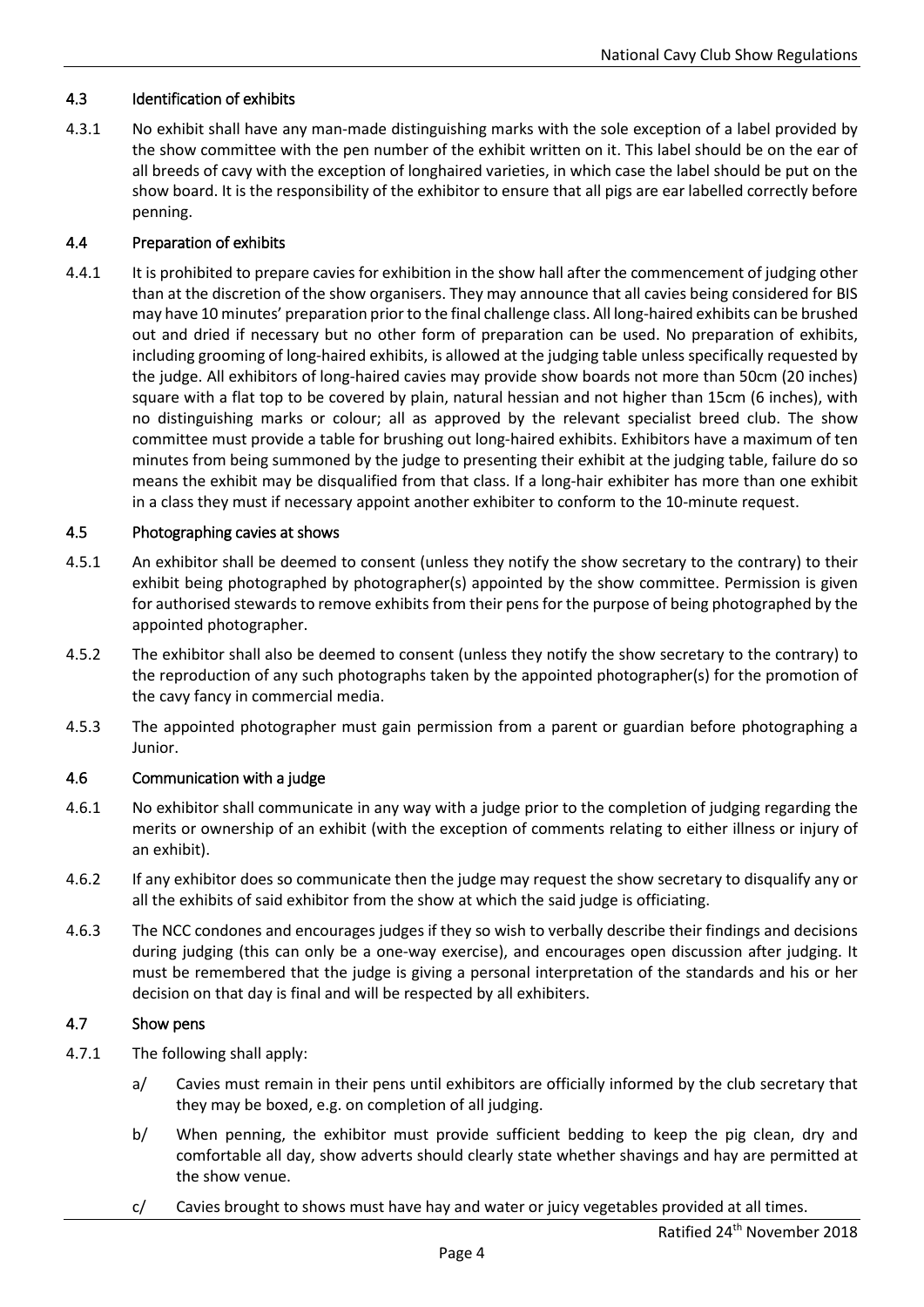### 4.3 Identification of exhibits

4.3.1 No exhibit shall have any man-made distinguishing marks with the sole exception of a label provided by the show committee with the pen number of the exhibit written on it. This label should be on the ear of all breeds of cavy with the exception of longhaired varieties, in which case the label should be put on the show board. It is the responsibility of the exhibitor to ensure that all pigs are ear labelled correctly before penning.

### 4.4 Preparation of exhibits

4.4.1 It is prohibited to prepare cavies for exhibition in the show hall after the commencement of judging other than at the discretion of the show organisers. They may announce that all cavies being considered for BIS may have 10 minutes' preparation prior to the final challenge class. All long-haired exhibits can be brushed out and dried if necessary but no other form of preparation can be used. No preparation of exhibits, including grooming of long-haired exhibits, is allowed at the judging table unless specifically requested by the judge. All exhibitors of long-haired cavies may provide show boards not more than 50cm (20 inches) square with a flat top to be covered by plain, natural hessian and not higher than 15cm (6 inches), with no distinguishing marks or colour; all as approved by the relevant specialist breed club. The show committee must provide a table for brushing out long-haired exhibits. Exhibitors have a maximum of ten minutes from being summoned by the judge to presenting their exhibit at the judging table, failure do so means the exhibit may be disqualified from that class. If a long-hair exhibiter has more than one exhibit in a class they must if necessary appoint another exhibiter to conform to the 10-minute request.

### 4.5 Photographing cavies at shows

4.5.1 An exhibitor shall be deemed to consent (unless they notify the show secretary to the contrary) to their exhibit being photographed by photographer(s) appointed by the show committee. Permission is given for authorised stewards to remove exhibits from their pens for the purpose of being photographed by the appointed photographer.

4.5.2 The exhibitor shall also be deemed to consent (unless they notify the show secretary to the contrary) to the reproduction of any such photographs taken by the appointed photographer(s) for the promotion of the cavy fancy in commercial media.

4.5.3 The appointed photographer must gain permission from a parent or guardian before photographing a Junior.

### 4.6 Communication with a judge

4.6.1 No exhibitor shall communicate in any way with a judge prior to the completion of judging regarding the merits or ownership of an exhibit (with the exception of comments relating to either illness or injury of an exhibit).

4.6.2 If any exhibitor does so communicate then the judge may request the show secretary to disqualify any or all the exhibits of said exhibitor from the show at which the said judge is officiating.

4.6.3 The NCC condones and encourages judges if they so wish to verbally describe their findings and decisions during judging (this can only be a one-way exercise), and encourages open discussion after judging. It must be remembered that the judge is giving a personal interpretation of the standards and his or her decision on that day is final and will be respected by all exhibiters.

### 4.7 Show pens

4.7.1 The following shall apply:

a/ Cavies must remain in their pens until exhibitors are officially informed by the club secretary that they may be boxed, e.g. on completion of all judging.

b/ When penning, the exhibitor must provide sufficient bedding to keep the pig clean, dry and comfortable all day, show adverts should clearly state whether shavings and hay are permitted at the show venue.

c/ Cavies brought to shows must have hay and water or juicy vegetables provided at all times.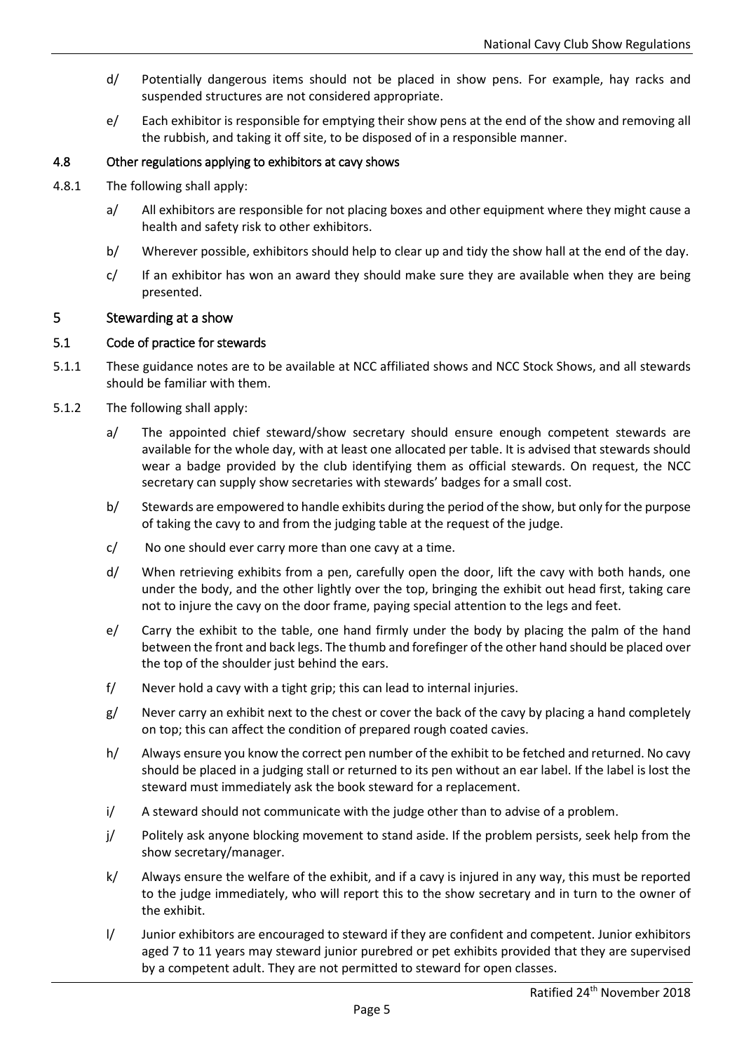d/ Potentially dangerous items should not be placed in show pens. For example, hay racks and suspended structures are not considered appropriate.

e/ Each exhibitor is responsible for emptying their show pens at the end of the show and removing all the rubbish, and taking it off site, to be disposed of in a responsible manner.

### 4.8 Other regulations applying to exhibitors at cavy shows

4.8.1 The following shall apply:

a/ All exhibitors are responsible for not placing boxes and other equipment where they might cause a health and safety risk to other exhibitors.

b/ Wherever possible, exhibitors should help to clear up and tidy the show hall at the end of the day.

c/ If an exhibitor has won an award they should make sure they are available when they are being presented.

## 5 Stewarding at a show

### 5.1 Code of practice for stewards

5.1.1 These guidance notes are to be available at NCC affiliated shows and NCC Stock Shows, and all stewards should be familiar with them.

5.1.2 The following shall apply:

a/ The appointed chief steward/show secretary should ensure enough competent stewards are available for the whole day, with at least one allocated per table. It is advised that stewards should wear a badge provided by the club identifying them as official stewards. On request, the NCC secretary can supply show secretaries with stewards' badges for a small cost.

b/ Stewards are empowered to handle exhibits during the period of the show, but only for the purpose of taking the cavy to and from the judging table at the request of the judge.

c/ No one should ever carry more than one cavy at a time.

d/ When retrieving exhibits from a pen, carefully open the door, lift the cavy with both hands, one under the body, and the other lightly over the top, bringing the exhibit out head first, taking care not to injure the cavy on the door frame, paying special attention to the legs and feet.

e/ Carry the exhibit to the table, one hand firmly under the body by placing the palm of the hand between the front and back legs. The thumb and forefinger of the other hand should be placed over the top of the shoulder just behind the ears.

f/ Never hold a cavy with a tight grip; this can lead to internal injuries.

g/ Never carry an exhibit next to the chest or cover the back of the cavy by placing a hand completely on top; this can affect the condition of prepared rough coated cavies.

h/ Always ensure you know the correct pen number of the exhibit to be fetched and returned. No cavy should be placed in a judging stall or returned to its pen without an ear label. If the label is lost the steward must immediately ask the book steward for a replacement.

i/ A steward should not communicate with the judge other than to advise of a problem.

j/ Politely ask anyone blocking movement to stand aside. If the problem persists, seek help from the show secretary/manager.

k/ Always ensure the welfare of the exhibit, and if a cavy is injured in any way, this must be reported to the judge immediately, who will report this to the show secretary and in turn to the owner of the exhibit.

l/ Junior exhibitors are encouraged to steward if they are confident and competent. Junior exhibitors aged 7 to 11 years may steward junior purebred or pet exhibits provided that they are supervised by a competent adult. They are not permitted to steward for open classes.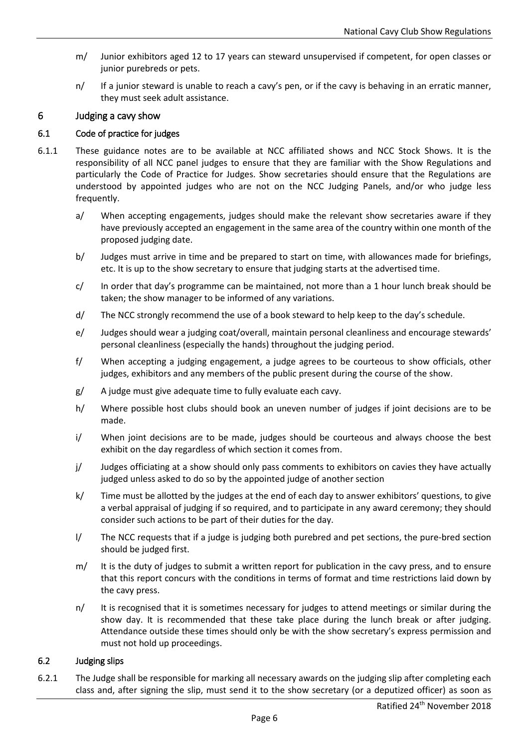m/ Junior exhibitors aged 12 to 17 years can steward unsupervised if competent, for open classes or junior purebreds or pets.

n/ If a junior steward is unable to reach a cavy's pen, or if the cavy is behaving in an erratic manner, they must seek adult assistance.

## 6 Judging a cavy show

### 6.1 Code of practice for judges

6.1.1 These guidance notes are to be available at NCC affiliated shows and NCC Stock Shows. It is the responsibility of all NCC panel judges to ensure that they are familiar with the Show Regulations and particularly the Code of Practice for Judges. Show secretaries should ensure that the Regulations are understood by appointed judges who are not on the NCC Judging Panels, and/or who judge less frequently.

a/ When accepting engagements, judges should make the relevant show secretaries aware if they have previously accepted an engagement in the same area of the country within one month of the proposed judging date.

b/ Judges must arrive in time and be prepared to start on time, with allowances made for briefings, etc. It is up to the show secretary to ensure that judging starts at the advertised time.

c/ In order that day's programme can be maintained, not more than a 1 hour lunch break should be taken; the show manager to be informed of any variations.

d/ The NCC strongly recommend the use of a book steward to help keep to the day's schedule.

e/ Judges should wear a judging coat/overall, maintain personal cleanliness and encourage stewards' personal cleanliness (especially the hands) throughout the judging period.

f/ When accepting a judging engagement, a judge agrees to be courteous to show officials, other judges, exhibitors and any members of the public present during the course of the show.

g/ A judge must give adequate time to fully evaluate each cavy.

h/ Where possible host clubs should book an uneven number of judges if joint decisions are to be made.

i/ When joint decisions are to be made, judges should be courteous and always choose the best exhibit on the day regardless of which section it comes from.

j/ Judges officiating at a show should only pass comments to exhibitors on cavies they have actually judged unless asked to do so by the appointed judge of another section

k/ Time must be allotted by the judges at the end of each day to answer exhibitors' questions, to give a verbal appraisal of judging if so required, and to participate in any award ceremony; they should consider such actions to be part of their duties for the day.

l/ The NCC requests that if a judge is judging both purebred and pet sections, the pure-bred section should be judged first.

m/ It is the duty of judges to submit a written report for publication in the cavy press, and to ensure that this report concurs with the conditions in terms of format and time restrictions laid down by the cavy press.

n/ It is recognised that it is sometimes necessary for judges to attend meetings or similar during the show day. It is recommended that these take place during the lunch break or after judging. Attendance outside these times should only be with the show secretary's express permission and must not hold up proceedings.

### 6.2 Judging slips

6.2.1 The Judge shall be responsible for marking all necessary awards on the judging slip after completing each class and, after signing the slip, must send it to the show secretary (or a deputized officer) as soon as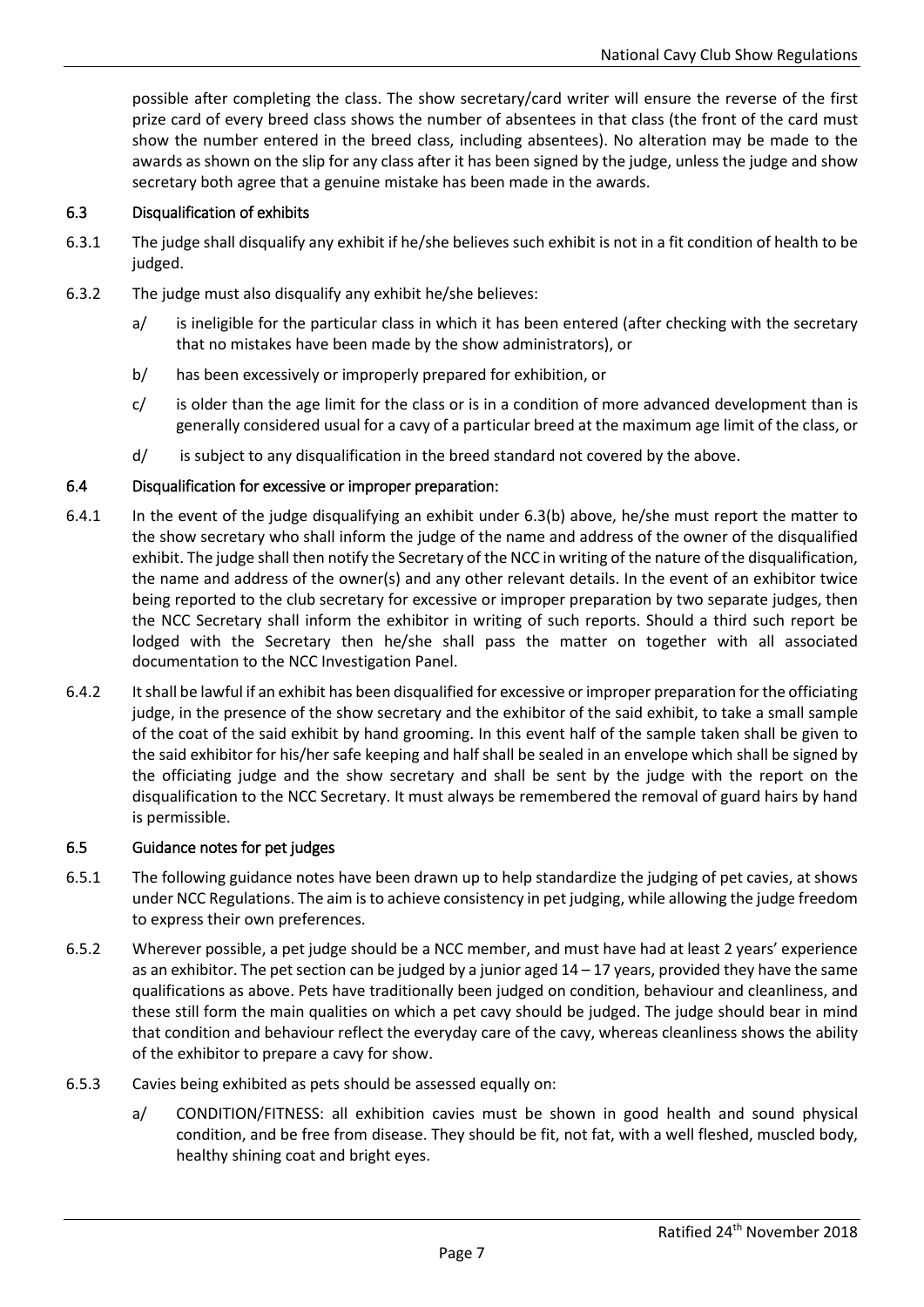possible after completing the class. The show secretary/card writer will ensure the reverse of the first prize card of every breed class shows the number of absentees in that class (the front of the card must show the number entered in the breed class, including absentees). No alteration may be made to the awards as shown on the slip for any class after it has been signed by the judge, unless the judge and show secretary both agree that a genuine mistake has been made in the awards.

### 6.3 Disqualification of exhibits

6.3.1 The judge shall disqualify any exhibit if he/she believes such exhibit is not in a fit condition of health to be judged.

6.3.2 The judge must also disqualify any exhibit he/she believes:

- a/ is ineligible for the particular class in which it has been entered (after checking with the secretary that no mistakes have been made by the show administrators), or
- b/ has been excessively or improperly prepared for exhibition, or
- c/ is older than the age limit for the class or is in a condition of more advanced development than is generally considered usual for a cavy of a particular breed at the maximum age limit of the class, or
- d/ is subject to any disqualification in the breed standard not covered by the above.

### 6.4 Disqualification for excessive or improper preparation:

6.4.1 In the event of the judge disqualifying an exhibit under 6.3(b) above, he/she must report the matter to the show secretary who shall inform the judge of the name and address of the owner of the disqualified exhibit. The judge shall then notify the Secretary of the NCC in writing of the nature of the disqualification, the name and address of the owner(s) and any other relevant details. In the event of an exhibitor twice being reported to the club secretary for excessive or improper preparation by two separate judges, then the NCC Secretary shall inform the exhibitor in writing of such reports. Should a third such report be lodged with the Secretary then he/she shall pass the matter on together with all associated documentation to the NCC Investigation Panel.

6.4.2 It shall be lawful if an exhibit has been disqualified for excessive or improper preparation for the officiating judge, in the presence of the show secretary and the exhibitor of the said exhibit, to take a small sample of the coat of the said exhibit by hand grooming. In this event half of the sample taken shall be given to the said exhibitor for his/her safe keeping and half shall be sealed in an envelope which shall be signed by the officiating judge and the show secretary and shall be sent by the judge with the report on the disqualification to the NCC Secretary. It must always be remembered the removal of guard hairs by hand is permissible.

### 6.5 Guidance notes for pet judges

6.5.1 The following guidance notes have been drawn up to help standardize the judging of pet cavies, at shows under NCC Regulations. The aim is to achieve consistency in pet judging, while allowing the judge freedom to express their own preferences.

6.5.2 Wherever possible, a pet judge should be a NCC member, and must have had at least 2 years' experience as an exhibitor. The pet section can be judged by a junior aged 14 – 17 years, provided they have the same qualifications as above. Pets have traditionally been judged on condition, behaviour and cleanliness, and these still form the main qualities on which a pet cavy should be judged. The judge should bear in mind that condition and behaviour reflect the everyday care of the cavy, whereas cleanliness shows the ability of the exhibitor to prepare a cavy for show.

6.5.3 Cavies being exhibited as pets should be assessed equally on:

- a/ CONDITION/FITNESS: all exhibition cavies must be shown in good health and sound physical condition, and be free from disease. They should be fit, not fat, with a well fleshed, muscled body, healthy shining coat and bright eyes.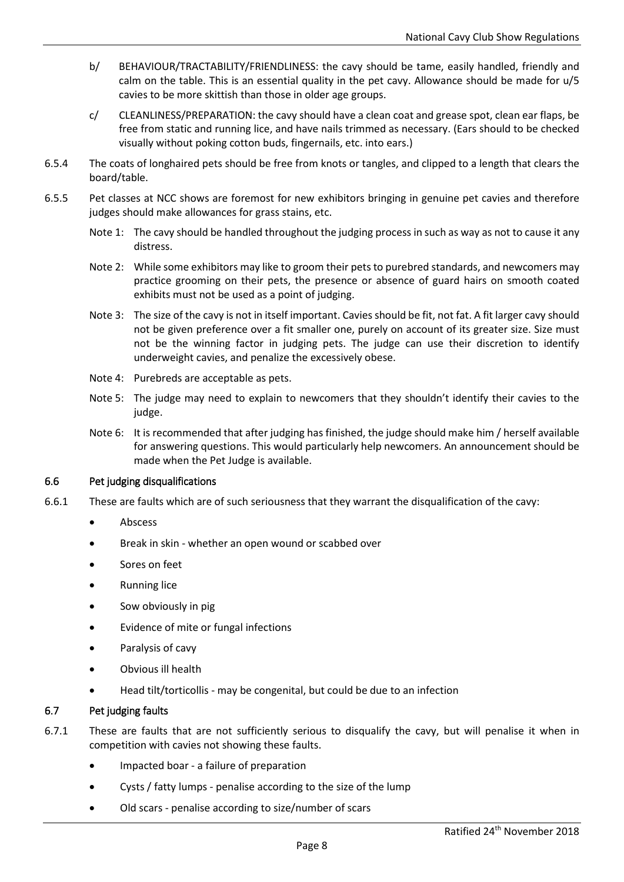b/ BEHAVIOUR/TRACTABILITY/FRIENDLINESS: the cavy should be tame, easily handled, friendly and calm on the table. This is an essential quality in the pet cavy. Allowance should be made for u/5 cavies to be more skittish than those in older age groups.

c/ CLEANLINESS/PREPARATION: the cavy should have a clean coat and grease spot, clean ear flaps, be free from static and running lice, and have nails trimmed as necessary. (Ears should to be checked visually without poking cotton buds, fingernails, etc. into ears.)

6.5.4 The coats of longhaired pets should be free from knots or tangles, and clipped to a length that clears the board/table.

6.5.5 Pet classes at NCC shows are foremost for new exhibitors bringing in genuine pet cavies and therefore judges should make allowances for grass stains, etc.

Note 1: The cavy should be handled throughout the judging process in such as way as not to cause it any distress.

Note 2: While some exhibitors may like to groom their pets to purebred standards, and newcomers may practice grooming on their pets, the presence or absence of guard hairs on smooth coated exhibits must not be used as a point of judging.

Note 3: The size of the cavy is not in itself important. Cavies should be fit, not fat. A fit larger cavy should not be given preference over a fit smaller one, purely on account of its greater size. Size must not be the winning factor in judging pets. The judge can use their discretion to identify underweight cavies, and penalize the excessively obese.

Note 4: Purebreds are acceptable as pets.

Note 5: The judge may need to explain to newcomers that they shouldn't identify their cavies to the judge.

Note 6: It is recommended that after judging has finished, the judge should make him / herself available for answering questions. This would particularly help newcomers. An announcement should be made when the Pet Judge is available.

### 6.6 Pet judging disqualifications

6.6.1 These are faults which are of such seriousness that they warrant the disqualification of the cavy:

- Abscess
- Break in skin - whether an open wound or scabbed over
- Sores on feet
- Running lice
- Sow obviously in pig
- Evidence of mite or fungal infections
- Paralysis of cavy
- Obvious ill health
- Head tilt/torticollis - may be congenital, but could be due to an infection

### 6.7 Pet judging faults

6.7.1 These are faults that are not sufficiently serious to disqualify the cavy, but will penalise it when in competition with cavies not showing these faults.

- Impacted boar - a failure of preparation
- Cysts / fatty lumps - penalise according to the size of the lump
- Old scars - penalise according to size/number of scars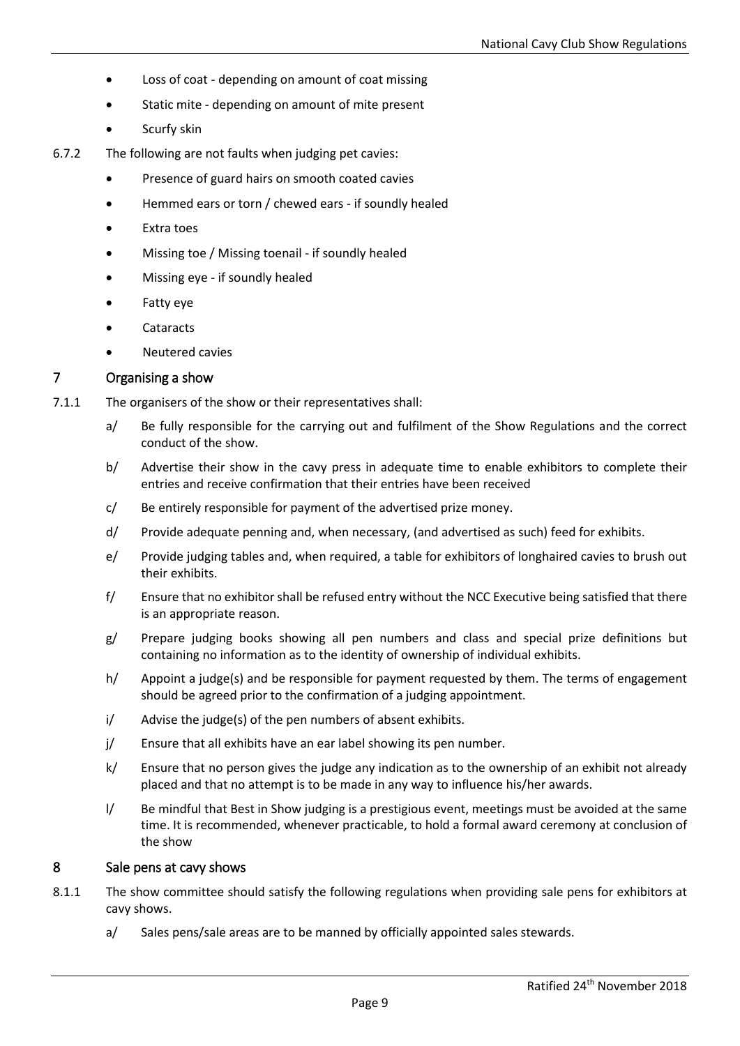- Loss of coat - depending on amount of coat missing
- Static mite - depending on amount of mite present
- Scurfy skin

6.7.2 The following are not faults when judging pet cavies:

- Presence of guard hairs on smooth coated cavies
- Hemmed ears or torn / chewed ears - if soundly healed
- Extra toes
- Missing toe / Missing toenail - if soundly healed
- Missing eye - if soundly healed
- Fatty eye
- Cataracts
- Neutered cavies

## 7 Organising a show

7.1.1 The organisers of the show or their representatives shall:

a/ Be fully responsible for the carrying out and fulfilment of the Show Regulations and the correct conduct of the show.

b/ Advertise their show in the cavy press in adequate time to enable exhibitors to complete their entries and receive confirmation that their entries have been received

c/ Be entirely responsible for payment of the advertised prize money.

d/ Provide adequate penning and, when necessary, (and advertised as such) feed for exhibits.

e/ Provide judging tables and, when required, a table for exhibitors of longhaired cavies to brush out their exhibits.

f/ Ensure that no exhibitor shall be refused entry without the NCC Executive being satisfied that there is an appropriate reason.

g/ Prepare judging books showing all pen numbers and class and special prize definitions but containing no information as to the identity of ownership of individual exhibits.

h/ Appoint a judge(s) and be responsible for payment requested by them. The terms of engagement should be agreed prior to the confirmation of a judging appointment.

i/ Advise the judge(s) of the pen numbers of absent exhibits.

j/ Ensure that all exhibits have an ear label showing its pen number.

k/ Ensure that no person gives the judge any indication as to the ownership of an exhibit not already placed and that no attempt is to be made in any way to influence his/her awards.

l/ Be mindful that Best in Show judging is a prestigious event, meetings must be avoided at the same time. It is recommended, whenever practicable, to hold a formal award ceremony at conclusion of the show

## 8 Sale pens at cavy shows

8.1.1 The show committee should satisfy the following regulations when providing sale pens for exhibitors at cavy shows.

a/ Sales pens/sale areas are to be manned by officially appointed sales stewards.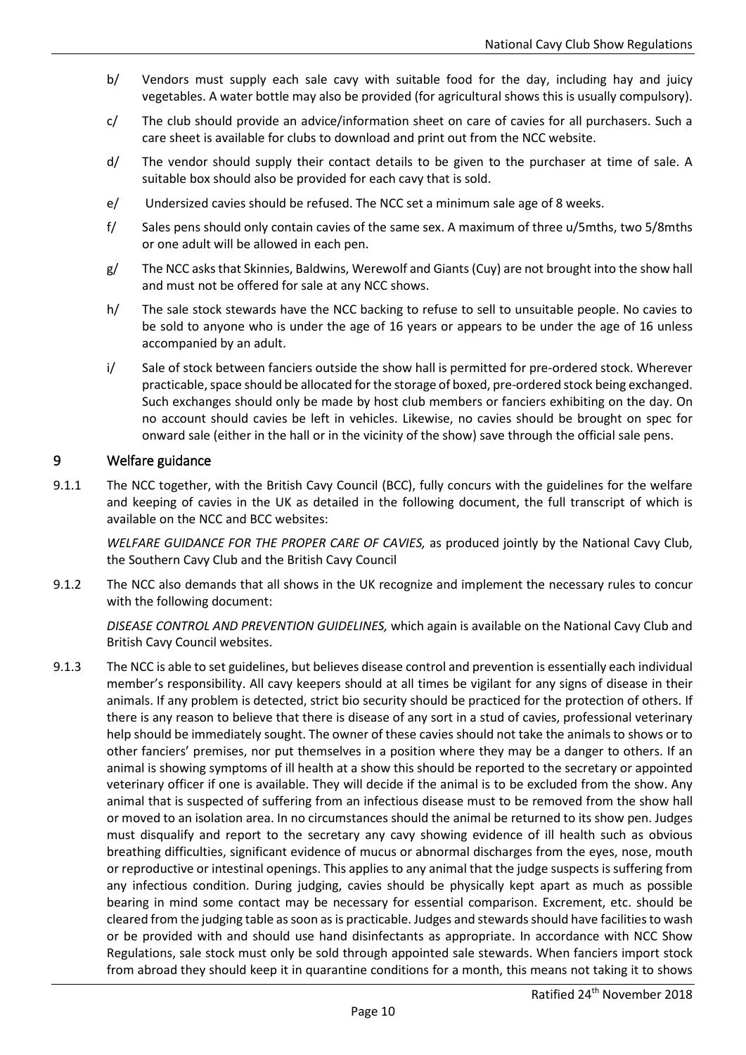b/ Vendors must supply each sale cavy with suitable food for the day, including hay and juicy vegetables. A water bottle may also be provided (for agricultural shows this is usually compulsory).

c/ The club should provide an advice/information sheet on care of cavies for all purchasers. Such a care sheet is available for clubs to download and print out from the NCC website.

d/ The vendor should supply their contact details to be given to the purchaser at time of sale. A suitable box should also be provided for each cavy that is sold.

e/ Undersized cavies should be refused. The NCC set a minimum sale age of 8 weeks.

f/ Sales pens should only contain cavies of the same sex. A maximum of three u/5mths, two 5/8mths or one adult will be allowed in each pen.

g/ The NCC asks that Skinnies, Baldwins, Werewolf and Giants (Cuy) are not brought into the show hall and must not be offered for sale at any NCC shows.

h/ The sale stock stewards have the NCC backing to refuse to sell to unsuitable people. No cavies to be sold to anyone who is under the age of 16 years or appears to be under the age of 16 unless accompanied by an adult.

i/ Sale of stock between fanciers outside the show hall is permitted for pre-ordered stock. Wherever practicable, space should be allocated for the storage of boxed, pre-ordered stock being exchanged. Such exchanges should only be made by host club members or fanciers exhibiting on the day. On no account should cavies be left in vehicles. Likewise, no cavies should be brought on spec for onward sale (either in the hall or in the vicinity of the show) save through the official sale pens.

## 9 Welfare guidance

9.1.1 The NCC together, with the British Cavy Council (BCC), fully concurs with the guidelines for the welfare and keeping of cavies in the UK as detailed in the following document, the full transcript of which is available on the NCC and BCC websites:

*WELFARE GUIDANCE FOR THE PROPER CARE OF CAVIES,* as produced jointly by the National Cavy Club, the Southern Cavy Club and the British Cavy Council

9.1.2 The NCC also demands that all shows in the UK recognize and implement the necessary rules to concur with the following document:

*DISEASE CONTROL AND PREVENTION GUIDELINES,* which again is available on the National Cavy Club and British Cavy Council websites.

9.1.3 The NCC is able to set guidelines, but believes disease control and prevention is essentially each individual member's responsibility. All cavy keepers should at all times be vigilant for any signs of disease in their animals. If any problem is detected, strict bio security should be practiced for the protection of others. If there is any reason to believe that there is disease of any sort in a stud of cavies, professional veterinary help should be immediately sought. The owner of these cavies should not take the animals to shows or to other fanciers' premises, nor put themselves in a position where they may be a danger to others. If an animal is showing symptoms of ill health at a show this should be reported to the secretary or appointed veterinary officer if one is available. They will decide if the animal is to be excluded from the show. Any animal that is suspected of suffering from an infectious disease must to be removed from the show hall or moved to an isolation area. In no circumstances should the animal be returned to its show pen. Judges must disqualify and report to the secretary any cavy showing evidence of ill health such as obvious breathing difficulties, significant evidence of mucus or abnormal discharges from the eyes, nose, mouth or reproductive or intestinal openings. This applies to any animal that the judge suspects is suffering from any infectious condition. During judging, cavies should be physically kept apart as much as possible bearing in mind some contact may be necessary for essential comparison. Excrement, etc. should be cleared from the judging table as soon as is practicable. Judges and stewards should have facilities to wash or be provided with and should use hand disinfectants as appropriate. In accordance with NCC Show Regulations, sale stock must only be sold through appointed sale stewards. When fanciers import stock from abroad they should keep it in quarantine conditions for a month, this means not taking it to shows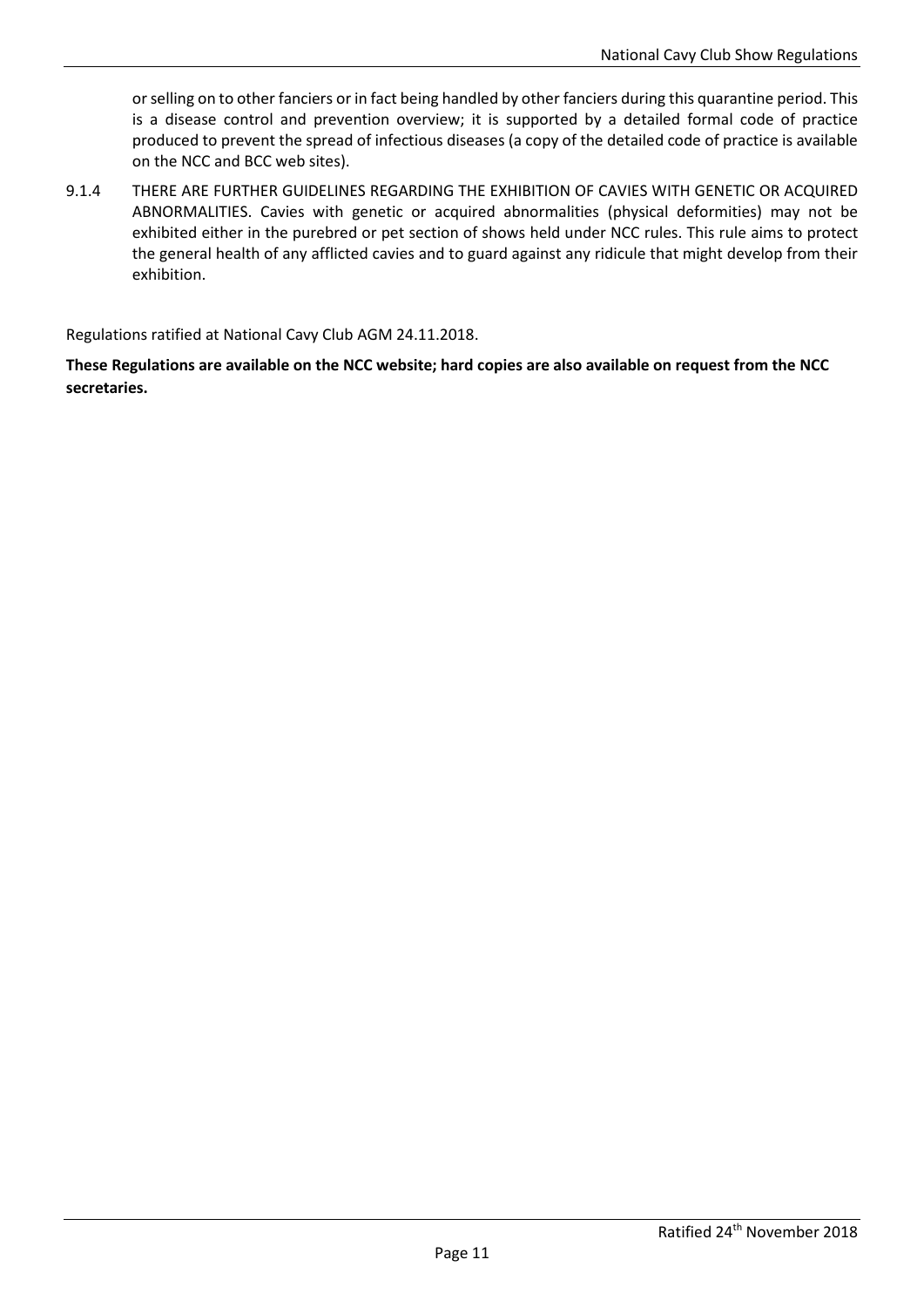or selling on to other fanciers or in fact being handled by other fanciers during this quarantine period. This is a disease control and prevention overview; it is supported by a detailed formal code of practice produced to prevent the spread of infectious diseases (a copy of the detailed code of practice is available on the NCC and BCC web sites).

9.1.4 THERE ARE FURTHER GUIDELINES REGARDING THE EXHIBITION OF CAVIES WITH GENETIC OR ACQUIRED ABNORMALITIES. Cavies with genetic or acquired abnormalities (physical deformities) may not be exhibited either in the purebred or pet section of shows held under NCC rules. This rule aims to protect the general health of any afflicted cavies and to guard against any ridicule that might develop from their exhibition.

Regulations ratified at National Cavy Club AGM 24.11.2018.

**These Regulations are available on the NCC website; hard copies are also available on request from the NCC secretaries.**